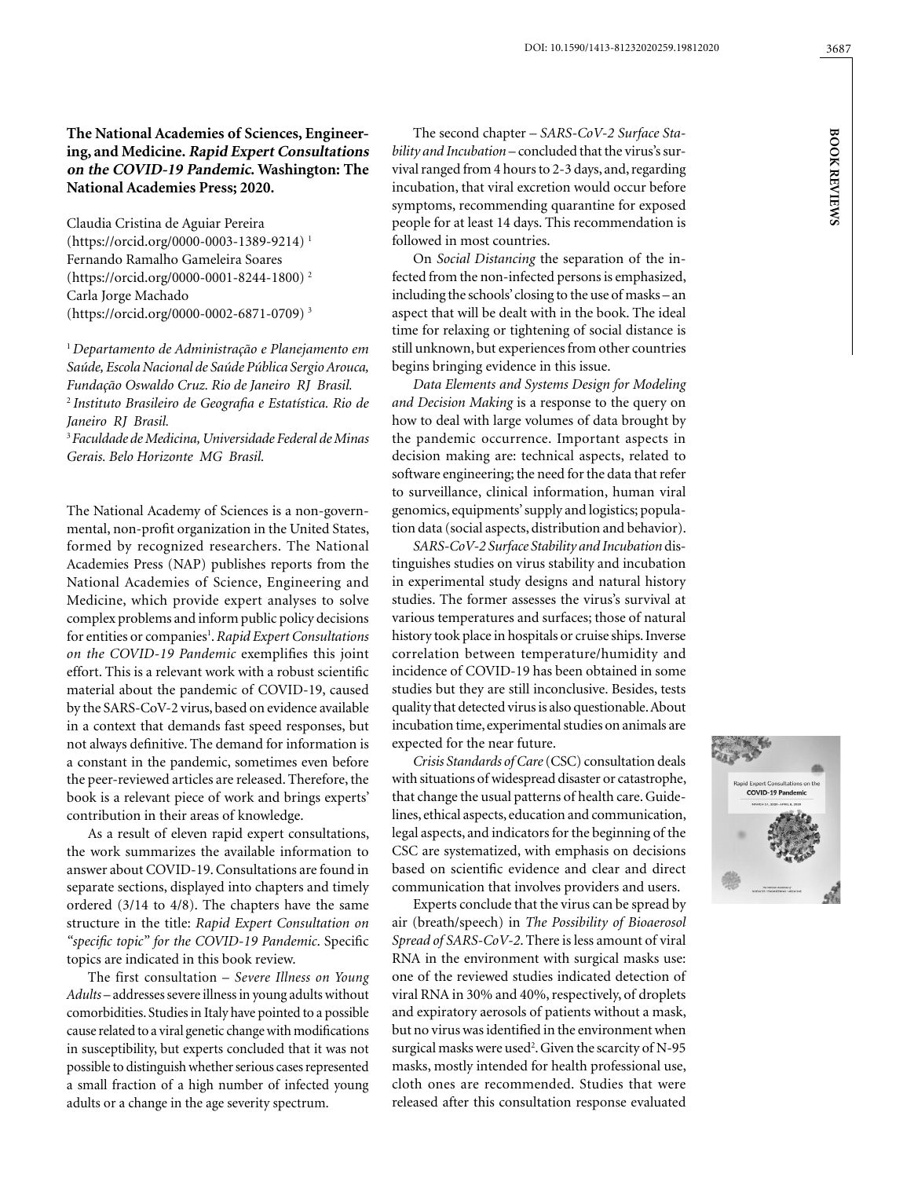**The National Academies of Sciences, Engineering, and Medicine. *Rapid Expert Consultations on the COVID-19 Pandemic.* Washington: The National Academies Press; 2020.**

Claudia Cristina de Aguiar Pereira (https://orcid.org/0000-0003-1389-9214) [1]
Fernando Ramalho Gameleira Soares (https://orcid.org/0000-0001-8244-1800) [2]
Carla Jorge Machado (https://orcid.org/0000-0002-6871-0709) [3]

[1] *Departamento de Administração e Planejamento em Saúde, Escola Nacional de Saúde Pública Sergio Arouca, Fundação Oswaldo Cruz. Rio de Janeiro RJ Brasil.*
[2] *Instituto Brasileiro de Geografia e Estatística. Rio de Janeiro RJ Brasil.*
[3] *Faculdade de Medicina, Universidade Federal de Minas Gerais. Belo Horizonte MG Brasil.*

The National Academy of Sciences is a non-governmental, non-profit organization in the United States, formed by recognized researchers. The National Academies Press (NAP) publishes reports from the National Academies of Science, Engineering and Medicine, which provide expert analyses to solve complex problems and inform public policy decisions for entities or companies[1]. *Rapid Expert Consultations on the COVID-19 Pandemic* exemplifies this joint effort. This is a relevant work with a robust scientific material about the pandemic of COVID-19, caused by the SARS-CoV-2 virus, based on evidence available in a context that demands fast speed responses, but not always definitive. The demand for information is a constant in the pandemic, sometimes even before the peer-reviewed articles are released. Therefore, the book is a relevant piece of work and brings experts' contribution in their areas of knowledge.

As a result of eleven rapid expert consultations, the work summarizes the available information to answer about COVID-19. Consultations are found in separate sections, displayed into chapters and timely ordered (3/14 to 4/8). The chapters have the same structure in the title: *Rapid Expert Consultation on "specific topic" for the COVID-19 Pandemic*. Specific topics are indicated in this book review.

The first consultation – *Severe Illness on Young Adults* – addresses severe illness in young adults without comorbidities. Studies in Italy have pointed to a possible cause related to a viral genetic change with modifications in susceptibility, but experts concluded that it was not possible to distinguish whether serious cases represented a small fraction of a high number of infected young adults or a change in the age severity spectrum.

The second chapter – *SARS-CoV-2 Surface Stability and Incubation* – concluded that the virus's survival ranged from 4 hours to 2-3 days, and, regarding incubation, that viral excretion would occur before symptoms, recommending quarantine for exposed people for at least 14 days. This recommendation is followed in most countries.

On *Social Distancing* the separation of the infected from the non-infected persons is emphasized, including the schools' closing to the use of masks – an aspect that will be dealt with in the book. The ideal time for relaxing or tightening of social distance is still unknown, but experiences from other countries begins bringing evidence in this issue.

*Data Elements and Systems Design for Modeling and Decision Making* is a response to the query on how to deal with large volumes of data brought by the pandemic occurrence. Important aspects in decision making are: technical aspects, related to software engineering; the need for the data that refer to surveillance, clinical information, human viral genomics, equipments' supply and logistics; population data (social aspects, distribution and behavior).

*SARS-CoV-2 Surface Stability and Incubation* distinguishes studies on virus stability and incubation in experimental study designs and natural history studies. The former assesses the virus's survival at various temperatures and surfaces; those of natural history took place in hospitals or cruise ships. Inverse correlation between temperature/humidity and incidence of COVID-19 has been obtained in some studies but they are still inconclusive. Besides, tests quality that detected virus is also questionable. About incubation time, experimental studies on animals are expected for the near future.

*Crisis Standards of Care* (CSC) consultation deals with situations of widespread disaster or catastrophe, that change the usual patterns of health care. Guidelines, ethical aspects, education and communication, legal aspects, and indicators for the beginning of the CSC are systematized, with emphasis on decisions based on scientific evidence and clear and direct communication that involves providers and users.

Experts conclude that the virus can be spread by air (breath/speech) in *The Possibility of Bioaerosol Spread of SARS-CoV-2*. There is less amount of viral RNA in the environment with surgical masks use: one of the reviewed studies indicated detection of viral RNA in 30% and 40%, respectively, of droplets and expiratory aerosols of patients without a mask, but no virus was identified in the environment when surgical masks were used[2]. Given the scarcity of N-95 masks, mostly intended for health professional use, cloth ones are recommended. Studies that were released after this consultation response evaluated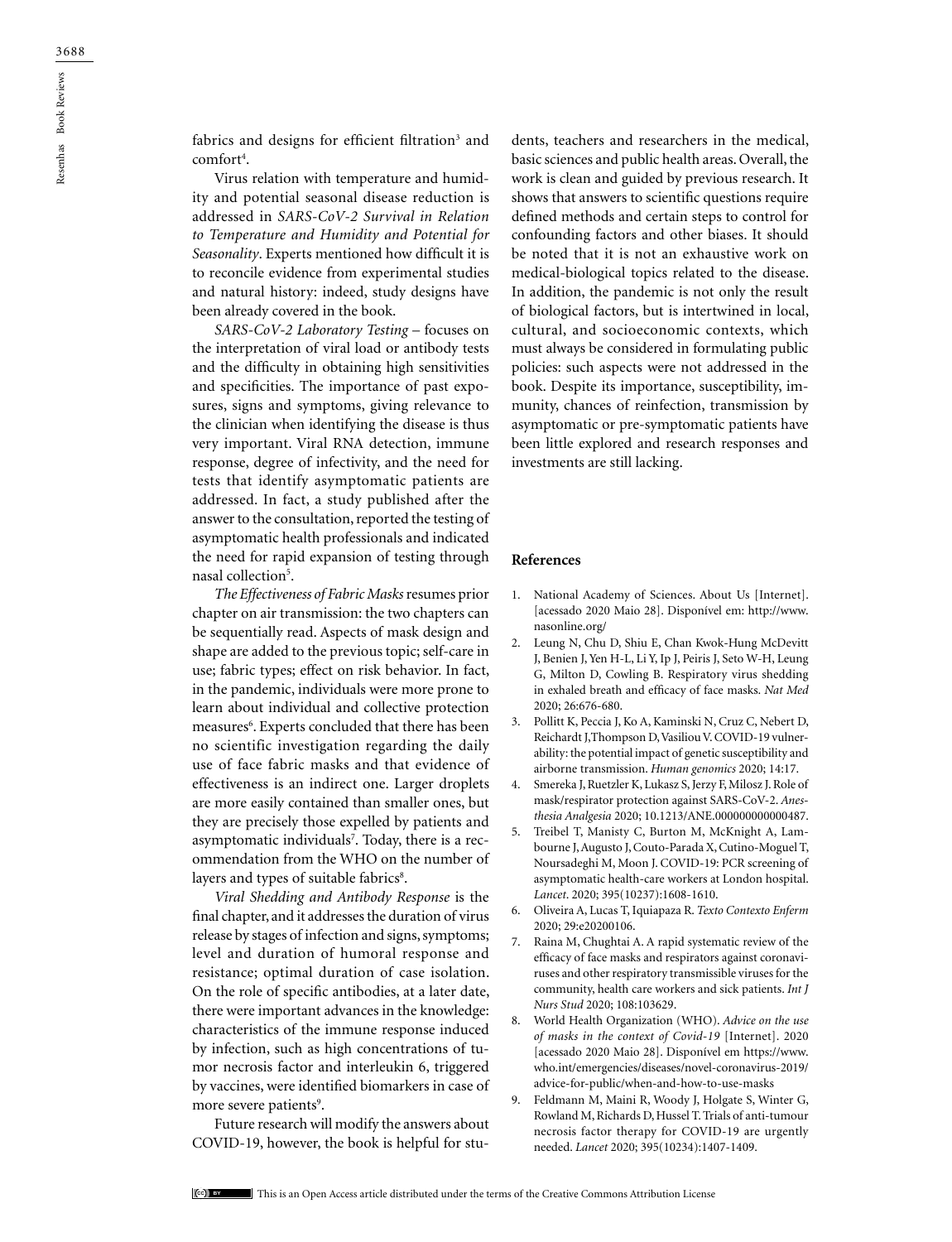fabrics and designs for efficient filtration[3] and comfort[4].

Virus relation with temperature and humidity and potential seasonal disease reduction is addressed in *SARS-CoV-2 Survival in Relation to Temperature and Humidity and Potential for Seasonality*. Experts mentioned how difficult it is to reconcile evidence from experimental studies and natural history: indeed, study designs have been already covered in the book.

*SARS-CoV-2 Laboratory Testing* – focuses on the interpretation of viral load or antibody tests and the difficulty in obtaining high sensitivities and specificities. The importance of past exposures, signs and symptoms, giving relevance to the clinician when identifying the disease is thus very important. Viral RNA detection, immune response, degree of infectivity, and the need for tests that identify asymptomatic patients are addressed. In fact, a study published after the answer to the consultation, reported the testing of asymptomatic health professionals and indicated the need for rapid expansion of testing through nasal collection[5].

*The Effectiveness of Fabric Masks* resumes prior chapter on air transmission: the two chapters can be sequentially read. Aspects of mask design and shape are added to the previous topic; self-care in use; fabric types; effect on risk behavior. In fact, in the pandemic, individuals were more prone to learn about individual and collective protection measures[6]. Experts concluded that there has been no scientific investigation regarding the daily use of face fabric masks and that evidence of effectiveness is an indirect one. Larger droplets are more easily contained than smaller ones, but they are precisely those expelled by patients and asymptomatic individuals[7]. Today, there is a recommendation from the WHO on the number of layers and types of suitable fabrics[8].

*Viral Shedding and Antibody Response* is the final chapter, and it addresses the duration of virus release by stages of infection and signs, symptoms; level and duration of humoral response and resistance; optimal duration of case isolation. On the role of specific antibodies, at a later date, there were important advances in the knowledge: characteristics of the immune response induced by infection, such as high concentrations of tumor necrosis factor and interleukin 6, triggered by vaccines, were identified biomarkers in case of more severe patients[9].

Future research will modify the answers about COVID-19, however, the book is helpful for students, teachers and researchers in the medical, basic sciences and public health areas. Overall, the work is clean and guided by previous research. It shows that answers to scientific questions require defined methods and certain steps to control for confounding factors and other biases. It should be noted that it is not an exhaustive work on medical-biological topics related to the disease. In addition, the pandemic is not only the result of biological factors, but is intertwined in local, cultural, and socioeconomic contexts, which must always be considered in formulating public policies: such aspects were not addressed in the book. Despite its importance, susceptibility, immunity, chances of reinfection, transmission by asymptomatic or pre-symptomatic patients have been little explored and research responses and investments are still lacking.

## References

1. National Academy of Sciences. About Us [Internet]. [acessado 2020 Maio 28]. Disponível em: http://www.nasonline.org/
2. Leung N, Chu D, Shiu E, Chan Kwok-Hung McDevitt J, Benien J, Yen H-L, Li Y, Ip J, Peiris J, Seto W-H, Leung G, Milton D, Cowling B. Respiratory virus shedding in exhaled breath and efficacy of face masks. *Nat Med* 2020; 26:676-680.
3. Pollitt K, Peccia J, Ko A, Kaminski N, Cruz C, Nebert D, Reichardt J,Thompson D, Vasiliou V. COVID-19 vulnerability: the potential impact of genetic susceptibility and airborne transmission. *Human genomics* 2020; 14:17.
4. Smereka J, Ruetzler K, Lukasz S, Jerzy F, Milosz J. Role of mask/respirator protection against SARS-CoV-2. *Anesthesia Analgesia* 2020; 10.1213/ANE.000000000000487.
5. Treibel T, Manisty C, Burton M, McKnight A, Lambourne J, Augusto J, Couto-Parada X, Cutino-Moguel T, Noursadeghi M, Moon J. COVID-19: PCR screening of asymptomatic health-care workers at London hospital. *Lancet*. 2020; 395(10237):1608-1610.
6. Oliveira A, Lucas T, Iquiapaza R. *Texto Contexto Enferm* 2020; 29:e20200106.
7. Raina M, Chughtai A. A rapid systematic review of the efficacy of face masks and respirators against coronaviruses and other respiratory transmissible viruses for the community, health care workers and sick patients. *Int J Nurs Stud* 2020; 108:103629.
8. World Health Organization (WHO). *Advice on the use of masks in the context of Covid-19* [Internet]. 2020 [acessado 2020 Maio 28]. Disponível em https://www.who.int/emergencies/diseases/novel-coronavirus-2019/advice-for-public/when-and-how-to-use-masks
9. Feldmann M, Maini R, Woody J, Holgate S, Winter G, Rowland M, Richards D, Hussel T. Trials of anti-tumour necrosis factor therapy for COVID-19 are urgently needed. *Lancet* 2020; 395(10234):1407-1409.

This is an Open Access article distributed under the terms of the Creative Commons Attribution License